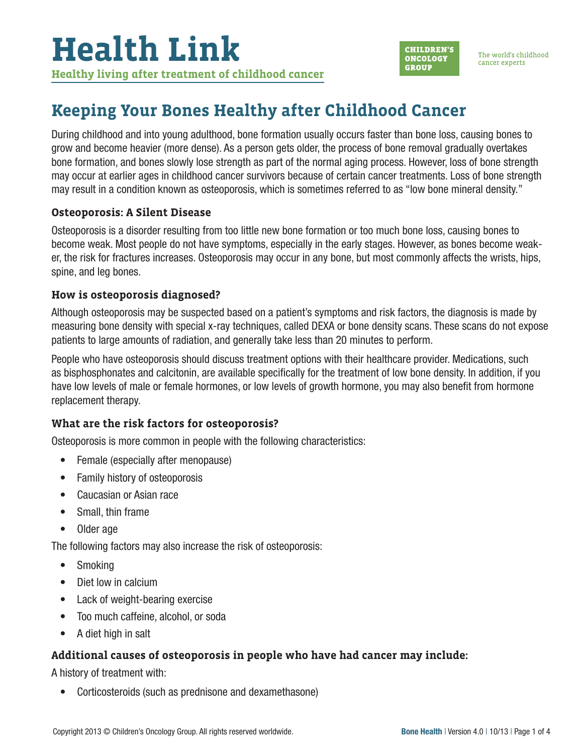# Health Link

**Healthy living after treatment of childhood cancer**

CHILDREN'S ONCOLOGY GROUP

The world's childhood cancer experts

## Keeping Your Bones Healthy after Childhood Cancer

During childhood and into young adulthood, bone formation usually occurs faster than bone loss, causing bones to grow and become heavier (more dense). As a person gets older, the process of bone removal gradually overtakes bone formation, and bones slowly lose strength as part of the normal aging process. However, loss of bone strength may occur at earlier ages in childhood cancer survivors because of certain cancer treatments. Loss of bone strength may result in a condition known as osteoporosis, which is sometimes referred to as "low bone mineral density."

### Osteoporosis: A Silent Disease

Osteoporosis is a disorder resulting from too little new bone formation or too much bone loss, causing bones to become weak. Most people do not have symptoms, especially in the early stages. However, as bones become weaker, the risk for fractures increases. Osteoporosis may occur in any bone, but most commonly affects the wrists, hips, spine, and leg bones.

### How is osteoporosis diagnosed?

Although osteoporosis may be suspected based on a patient's symptoms and risk factors, the diagnosis is made by measuring bone density with special x-ray techniques, called DEXA or bone density scans. These scans do not expose patients to large amounts of radiation, and generally take less than 20 minutes to perform.

People who have osteoporosis should discuss treatment options with their healthcare provider. Medications, such as bisphosphonates and calcitonin, are available specifically for the treatment of low bone density. In addition, if you have low levels of male or female hormones, or low levels of growth hormone, you may also benefit from hormone replacement therapy.

### What are the risk factors for osteoporosis?

Osteoporosis is more common in people with the following characteristics:

- Female (especially after menopause)
- Family history of osteoporosis
- Caucasian or Asian race
- Small, thin frame
- Older age

The following factors may also increase the risk of osteoporosis:

- Smoking
- Diet low in calcium
- Lack of weight-bearing exercise
- Too much caffeine, alcohol, or soda
- A diet high in salt

### Additional causes of osteoporosis in people who have had cancer may include:

A history of treatment with:

- Corticosteroids (such as prednisone and dexamethasone)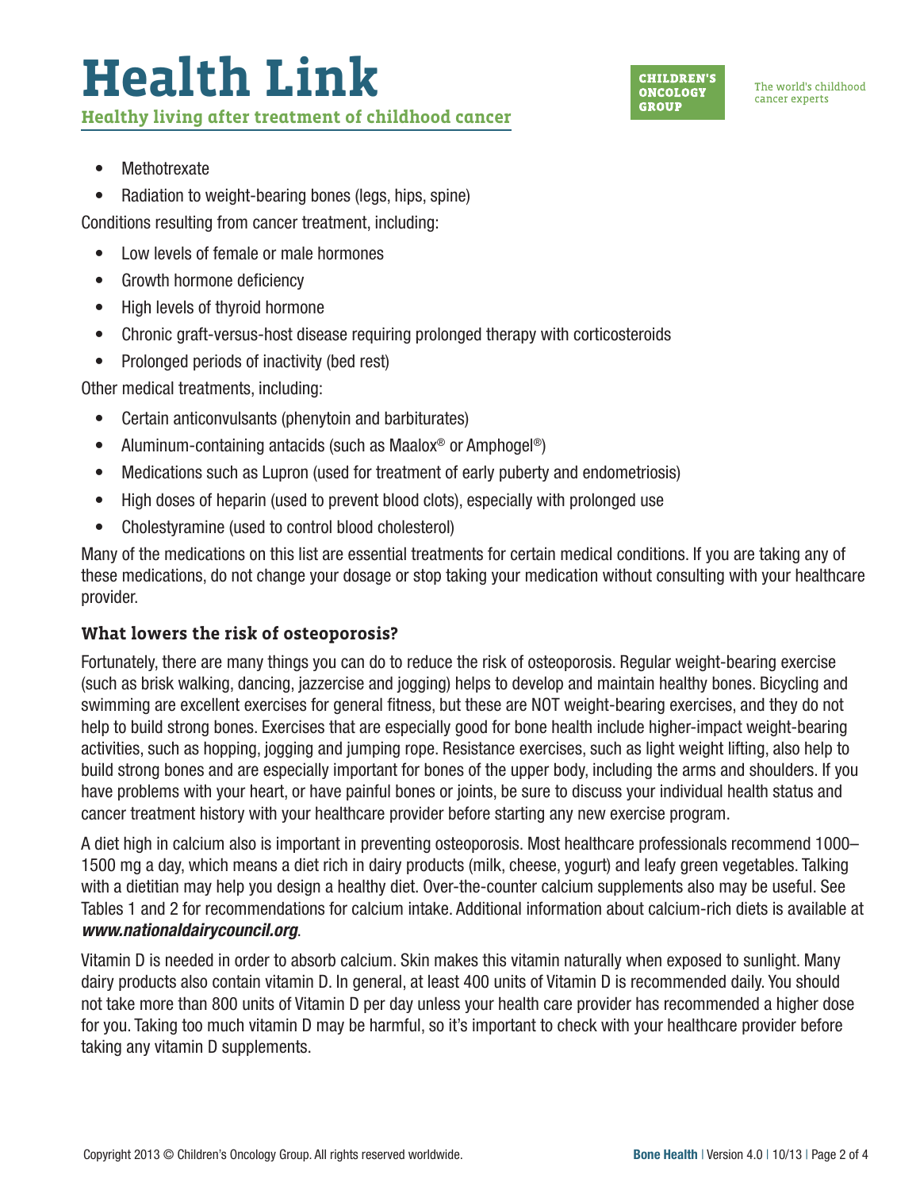- Methotrexate
- Radiation to weight-bearing bones (legs, hips, spine)

Conditions resulting from cancer treatment, including:

- Low levels of female or male hormones
- Growth hormone deficiency
- High levels of thyroid hormone
- Chronic graft-versus-host disease requiring prolonged therapy with corticosteroids
- Prolonged periods of inactivity (bed rest)

Other medical treatments, including:

- Certain anticonvulsants (phenytoin and barbiturates)
- Aluminum-containing antacids (such as Maalox® or Amphogel®)
- Medications such as Lupron (used for treatment of early puberty and endometriosis)
- High doses of heparin (used to prevent blood clots), especially with prolonged use
- Cholestyramine (used to control blood cholesterol)

Many of the medications on this list are essential treatments for certain medical conditions. If you are taking any of these medications, do not change your dosage or stop taking your medication without consulting with your healthcare provider.

### What lowers the risk of osteoporosis?

Fortunately, there are many things you can do to reduce the risk of osteoporosis. Regular weight-bearing exercise (such as brisk walking, dancing, jazzercise and jogging) helps to develop and maintain healthy bones. Bicycling and swimming are excellent exercises for general fitness, but these are NOT weight-bearing exercises, and they do not help to build strong bones. Exercises that are especially good for bone health include higher-impact weight-bearing activities, such as hopping, jogging and jumping rope. Resistance exercises, such as light weight lifting, also help to build strong bones and are especially important for bones of the upper body, including the arms and shoulders. If you have problems with your heart, or have painful bones or joints, be sure to discuss your individual health status and cancer treatment history with your healthcare provider before starting any new exercise program.

A diet high in calcium also is important in preventing osteoporosis. Most healthcare professionals recommend 1000–1500 mg a day, which means a diet rich in dairy products (milk, cheese, yogurt) and leafy green vegetables. Talking with a dietitian may help you design a healthy diet. Over-the-counter calcium supplements also may be useful. See Tables 1 and 2 for recommendations for calcium intake. Additional information about calcium-rich diets is available at ***www.nationaldairycouncil.org***.

Vitamin D is needed in order to absorb calcium. Skin makes this vitamin naturally when exposed to sunlight. Many dairy products also contain vitamin D. In general, at least 400 units of Vitamin D is recommended daily. You should not take more than 800 units of Vitamin D per day unless your health care provider has recommended a higher dose for you. Taking too much vitamin D may be harmful, so it's important to check with your healthcare provider before taking any vitamin D supplements.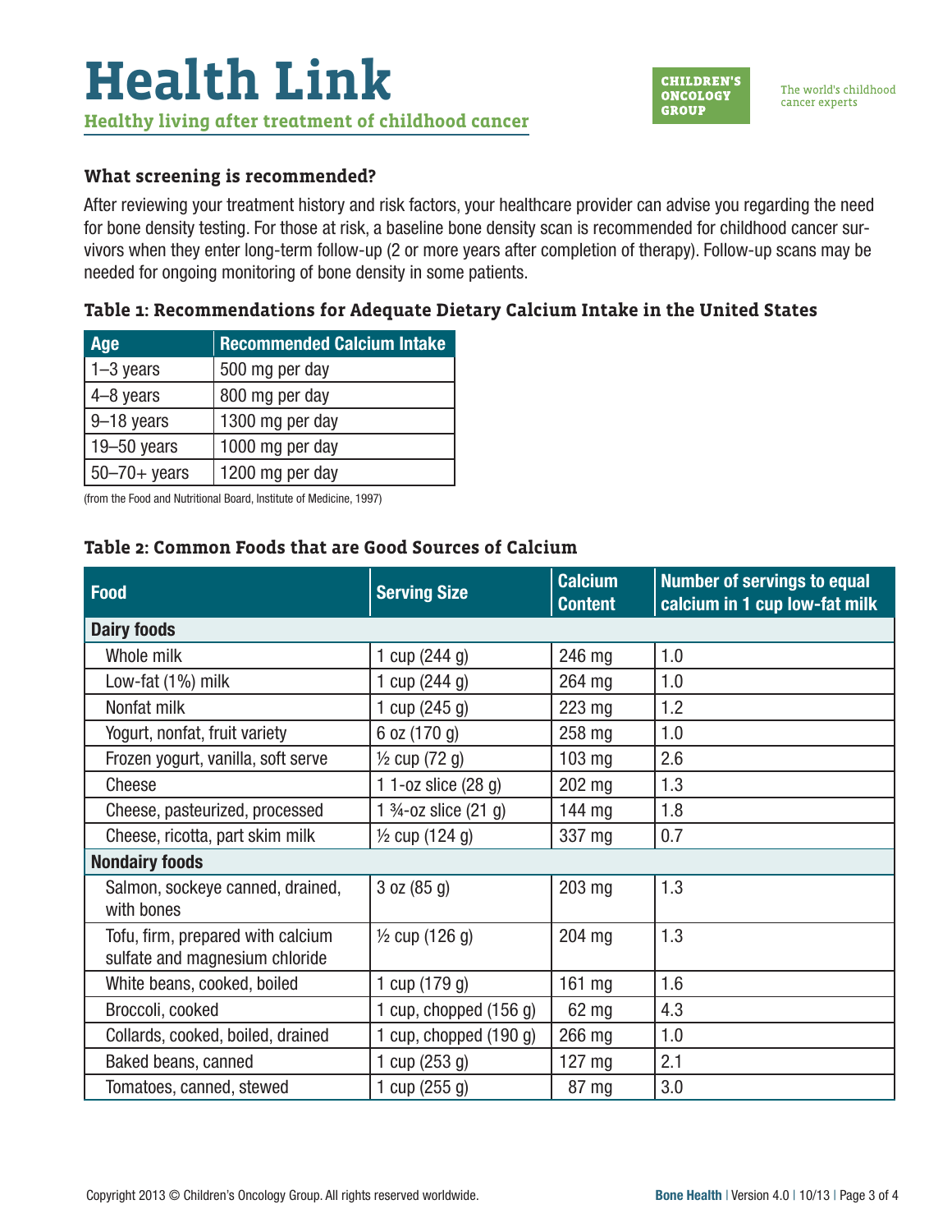### What screening is recommended?

After reviewing your treatment history and risk factors, your healthcare provider can advise you regarding the need for bone density testing. For those at risk, a baseline bone density scan is recommended for childhood cancer survivors when they enter long-term follow-up (2 or more years after completion of therapy). Follow-up scans may be needed for ongoing monitoring of bone density in some patients.

### Table 1: Recommendations for Adequate Dietary Calcium Intake in the United States

| Age | Recommended Calcium Intake |
|---|---|
| 1–3 years | 500 mg per day |
| 4–8 years | 800 mg per day |
| 9–18 years | 1300 mg per day |
| 19–50 years | 1000 mg per day |
| 50–70+ years | 1200 mg per day |

(from the Food and Nutritional Board, Institute of Medicine, 1997)

### Table 2: Common Foods that are Good Sources of Calcium

| Food | Serving Size | Calcium Content | Number of servings to equal calcium in 1 cup low-fat milk |
|---|---|---|---|
| **Dairy foods** | | | |
| Whole milk | 1 cup (244 g) | 246 mg | 1.0 |
| Low-fat (1%) milk | 1 cup (244 g) | 264 mg | 1.0 |
| Nonfat milk | 1 cup (245 g) | 223 mg | 1.2 |
| Yogurt, nonfat, fruit variety | 6 oz (170 g) | 258 mg | 1.0 |
| Frozen yogurt, vanilla, soft serve | ½ cup (72 g) | 103 mg | 2.6 |
| Cheese | 1 1-oz slice (28 g) | 202 mg | 1.3 |
| Cheese, pasteurized, processed | 1 ¾-oz slice (21 g) | 144 mg | 1.8 |
| Cheese, ricotta, part skim milk | ½ cup (124 g) | 337 mg | 0.7 |
| **Nondairy foods** | | | |
| Salmon, sockeye canned, drained, with bones | 3 oz (85 g) | 203 mg | 1.3 |
| Tofu, firm, prepared with calcium sulfate and magnesium chloride | ½ cup (126 g) | 204 mg | 1.3 |
| White beans, cooked, boiled | 1 cup (179 g) | 161 mg | 1.6 |
| Broccoli, cooked | 1 cup, chopped (156 g) | 62 mg | 4.3 |
| Collards, cooked, boiled, drained | 1 cup, chopped (190 g) | 266 mg | 1.0 |
| Baked beans, canned | 1 cup (253 g) | 127 mg | 2.1 |
| Tomatoes, canned, stewed | 1 cup (255 g) | 87 mg | 3.0 |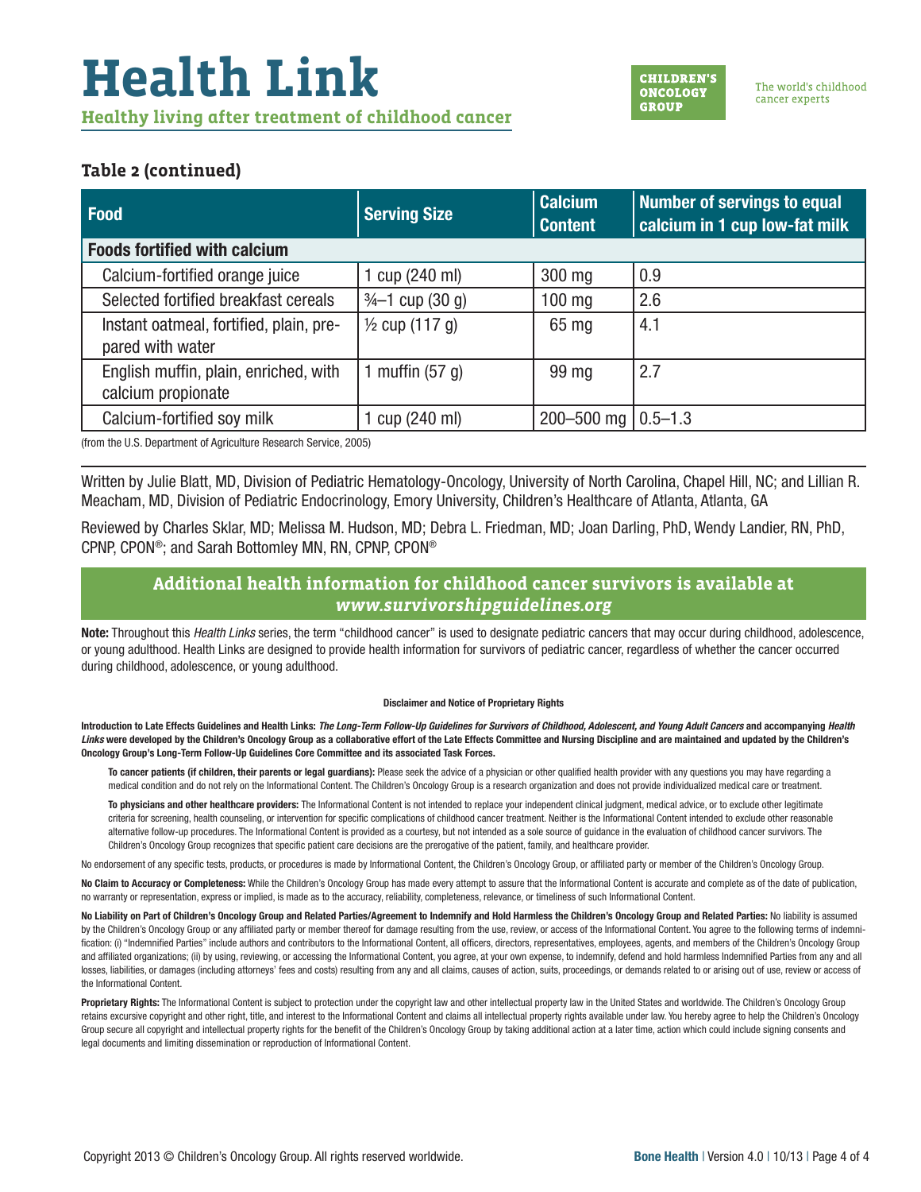### Table 2 (continued)

| Food | Serving Size | Calcium Content | Number of servings to equal calcium in 1 cup low-fat milk |
|---|---|---|---|
| **Foods fortified with calcium** | | | |
| Calcium-fortified orange juice | 1 cup (240 ml) | 300 mg | 0.9 |
| Selected fortified breakfast cereals | ¾–1 cup (30 g) | 100 mg | 2.6 |
| Instant oatmeal, fortified, plain, prepared with water | ½ cup (117 g) | 65 mg | 4.1 |
| English muffin, plain, enriched, with calcium propionate | 1 muffin (57 g) | 99 mg | 2.7 |
| Calcium-fortified soy milk | 1 cup (240 ml) | 200–500 mg | 0.5–1.3 |

(from the U.S. Department of Agriculture Research Service, 2005)

Written by Julie Blatt, MD, Division of Pediatric Hematology-Oncology, University of North Carolina, Chapel Hill, NC; and Lillian R. Meacham, MD, Division of Pediatric Endocrinology, Emory University, Children's Healthcare of Atlanta, Atlanta, GA

Reviewed by Charles Sklar, MD; Melissa M. Hudson, MD; Debra L. Friedman, MD; Joan Darling, PhD, Wendy Landier, RN, PhD, CPNP, CPON®; and Sarah Bottomley MN, RN, CPNP, CPON®

**Additional health information for childhood cancer survivors is available at *www.survivorshipguidelines.org***

**Note:** Throughout this *Health Links* series, the term "childhood cancer" is used to designate pediatric cancers that may occur during childhood, adolescence, or young adulthood. Health Links are designed to provide health information for survivors of pediatric cancer, regardless of whether the cancer occurred during childhood, adolescence, or young adulthood.

**Disclaimer and Notice of Proprietary Rights**

**Introduction to Late Effects Guidelines and Health Links: *The Long-Term Follow-Up Guidelines for Survivors of Childhood, Adolescent, and Young Adult Cancers* and accompanying *Health Links* were developed by the Children's Oncology Group as a collaborative effort of the Late Effects Committee and Nursing Discipline and are maintained and updated by the Children's Oncology Group's Long-Term Follow-Up Guidelines Core Committee and its associated Task Forces.**

**To cancer patients (if children, their parents or legal guardians):** Please seek the advice of a physician or other qualified health provider with any questions you may have regarding a medical condition and do not rely on the Informational Content. The Children's Oncology Group is a research organization and does not provide individualized medical care or treatment.

**To physicians and other healthcare providers:** The Informational Content is not intended to replace your independent clinical judgment, medical advice, or to exclude other legitimate criteria for screening, health counseling, or intervention for specific complications of childhood cancer treatment. Neither is the Informational Content intended to exclude other reasonable alternative follow-up procedures. The Informational Content is provided as a courtesy, but not intended as a sole source of guidance in the evaluation of childhood cancer survivors. The Children's Oncology Group recognizes that specific patient care decisions are the prerogative of the patient, family, and healthcare provider.

No endorsement of any specific tests, products, or procedures is made by Informational Content, the Children's Oncology Group, or affiliated party or member of the Children's Oncology Group.

**No Claim to Accuracy or Completeness:** While the Children's Oncology Group has made every attempt to assure that the Informational Content is accurate and complete as of the date of publication, no warranty or representation, express or implied, is made as to the accuracy, reliability, completeness, relevance, or timeliness of such Informational Content.

**No Liability on Part of Children's Oncology Group and Related Parties/Agreement to Indemnify and Hold Harmless the Children's Oncology Group and Related Parties:** No liability is assumed by the Children's Oncology Group or any affiliated party or member thereof for damage resulting from the use, review, or access of the Informational Content. You agree to the following terms of indemnification: (i) "Indemnified Parties" include authors and contributors to the Informational Content, all officers, directors, representatives, employees, agents, and members of the Children's Oncology Group and affiliated organizations; (ii) by using, reviewing, or accessing the Informational Content, you agree, at your own expense, to indemnify, defend and hold harmless Indemnified Parties from any and all losses, liabilities, or damages (including attorneys' fees and costs) resulting from any and all claims, causes of action, suits, proceedings, or demands related to or arising out of use, review or access of the Informational Content.

**Proprietary Rights:** The Informational Content is subject to protection under the copyright law and other intellectual property law in the United States and worldwide. The Children's Oncology Group retains excursive copyright and other right, title, and interest to the Informational Content and claims all intellectual property rights available under law. You hereby agree to help the Children's Oncology Group secure all copyright and intellectual property rights for the benefit of the Children's Oncology Group by taking additional action at a later time, action which could include signing consents and legal documents and limiting dissemination or reproduction of Informational Content.

Copyright 2013 © Children's Oncology Group. All rights reserved worldwide.